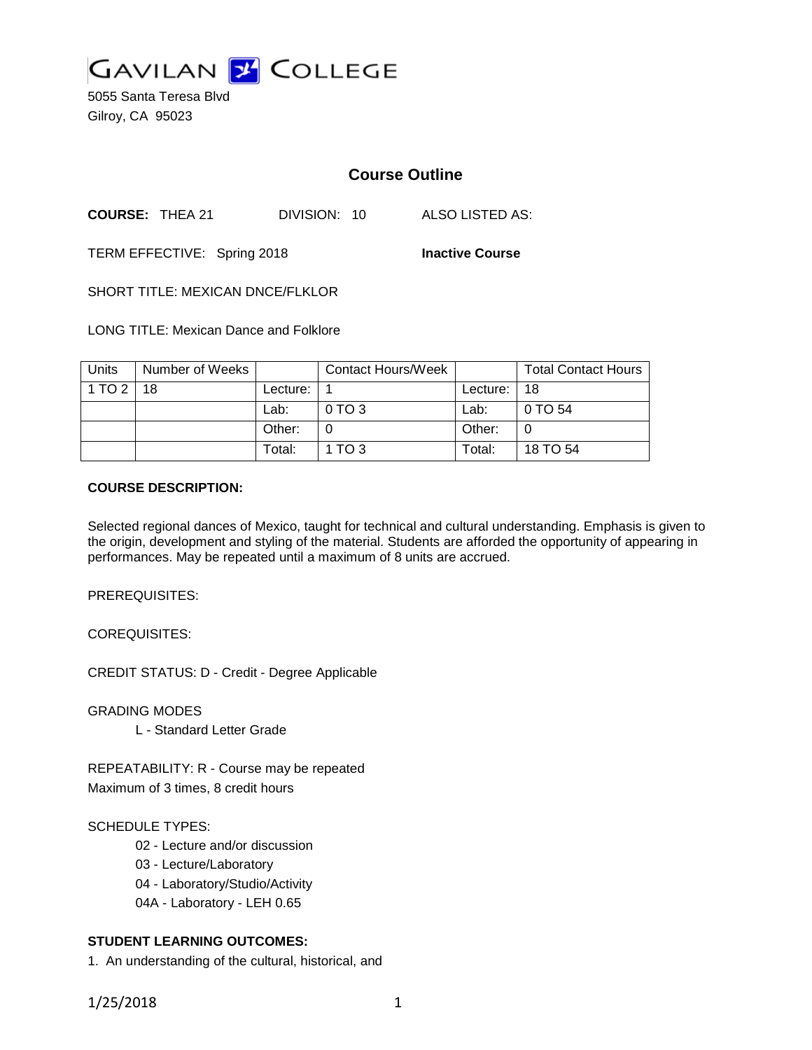GAVILAN COLLEGE

5055 Santa Teresa Blvd
Gilroy, CA 95023

## Course Outline

**COURSE:** THEA 21 DIVISION: 10 ALSO LISTED AS:

TERM EFFECTIVE: Spring 2018 **Inactive Course**

SHORT TITLE: MEXICAN DNCE/FLKLOR

LONG TITLE: Mexican Dance and Folklore

| Units | Number of Weeks | | Contact Hours/Week | | Total Contact Hours |
|---|---|---|---|---|---|
| 1 TO 2 | 18 | Lecture: | 1 | Lecture: | 18 |
| | | Lab: | 0 TO 3 | Lab: | 0 TO 54 |
| | | Other: | 0 | Other: | 0 |
| | | Total: | 1 TO 3 | Total: | 18 TO 54 |

**COURSE DESCRIPTION:**

Selected regional dances of Mexico, taught for technical and cultural understanding. Emphasis is given to the origin, development and styling of the material. Students are afforded the opportunity of appearing in performances. May be repeated until a maximum of 8 units are accrued.

PREREQUISITES:

COREQUISITES:

CREDIT STATUS: D - Credit - Degree Applicable

GRADING MODES

L - Standard Letter Grade

REPEATABILITY: R - Course may be repeated
Maximum of 3 times, 8 credit hours

SCHEDULE TYPES:

02 - Lecture and/or discussion
03 - Lecture/Laboratory
04 - Laboratory/Studio/Activity
04A - Laboratory - LEH 0.65

**STUDENT LEARNING OUTCOMES:**

1. An understanding of the cultural, historical, and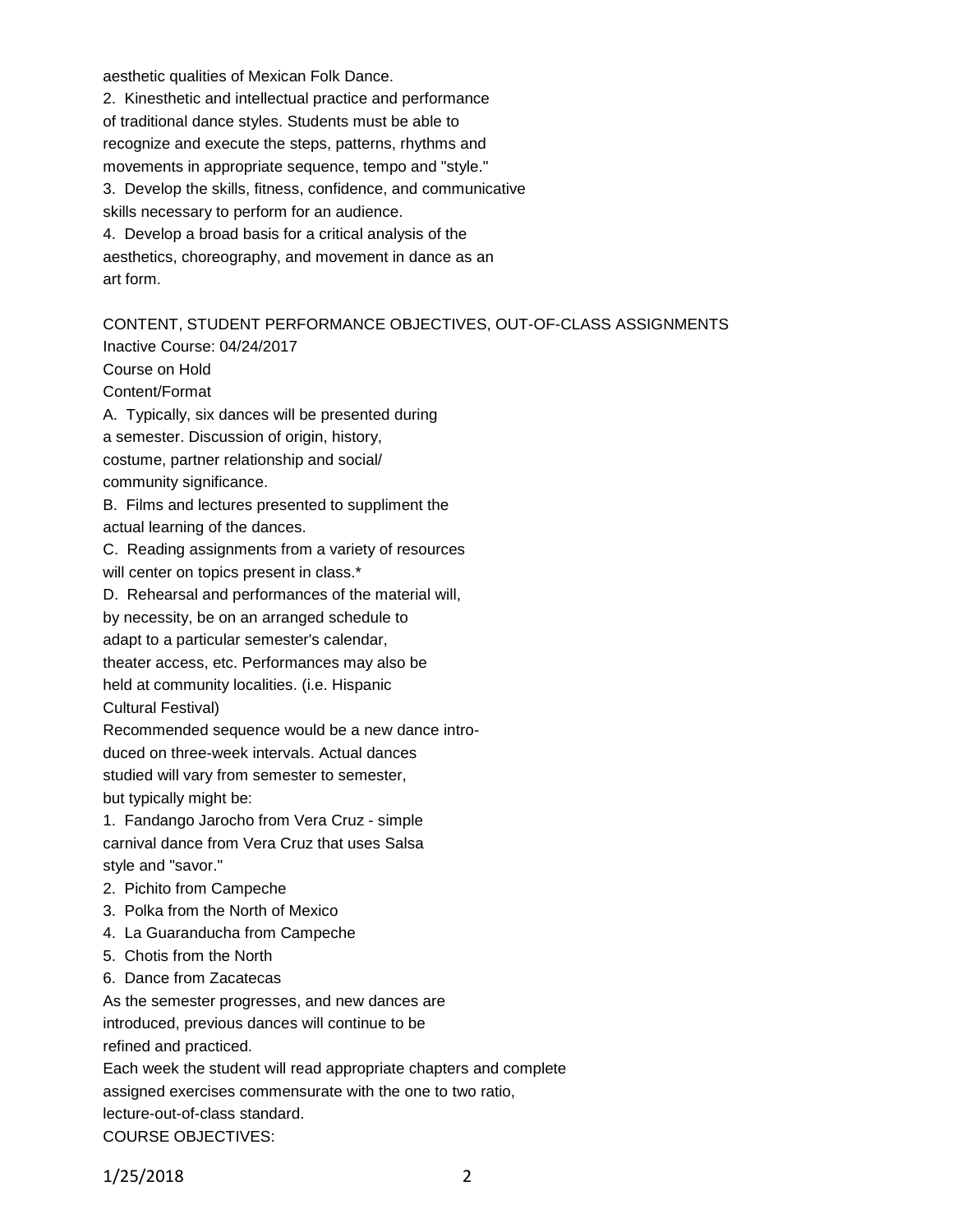aesthetic qualities of Mexican Folk Dance.

2. Kinesthetic and intellectual practice and performance of traditional dance styles. Students must be able to recognize and execute the steps, patterns, rhythms and movements in appropriate sequence, tempo and "style."

3. Develop the skills, fitness, confidence, and communicative skills necessary to perform for an audience.

4. Develop a broad basis for a critical analysis of the aesthetics, choreography, and movement in dance as an art form.

CONTENT, STUDENT PERFORMANCE OBJECTIVES, OUT-OF-CLASS ASSIGNMENTS

Inactive Course: 04/24/2017

Course on Hold

Content/Format

A. Typically, six dances will be presented during a semester. Discussion of origin, history, costume, partner relationship and social/ community significance.

B. Films and lectures presented to suppliment the actual learning of the dances.

C. Reading assignments from a variety of resources will center on topics present in class.*

D. Rehearsal and performances of the material will, by necessity, be on an arranged schedule to adapt to a particular semester's calendar, theater access, etc. Performances may also be held at community localities. (i.e. Hispanic Cultural Festival)

Recommended sequence would be a new dance intro-duced on three-week intervals. Actual dances studied will vary from semester to semester, but typically might be:

1. Fandango Jarocho from Vera Cruz - simple carnival dance from Vera Cruz that uses Salsa style and "savor."
2. Pichito from Campeche
3. Polka from the North of Mexico
4. La Guaranducha from Campeche
5. Chotis from the North
6. Dance from Zacatecas

As the semester progresses, and new dances are introduced, previous dances will continue to be refined and practiced.

Each week the student will read appropriate chapters and complete assigned exercises commensurate with the one to two ratio, lecture-out-of-class standard.

COURSE OBJECTIVES: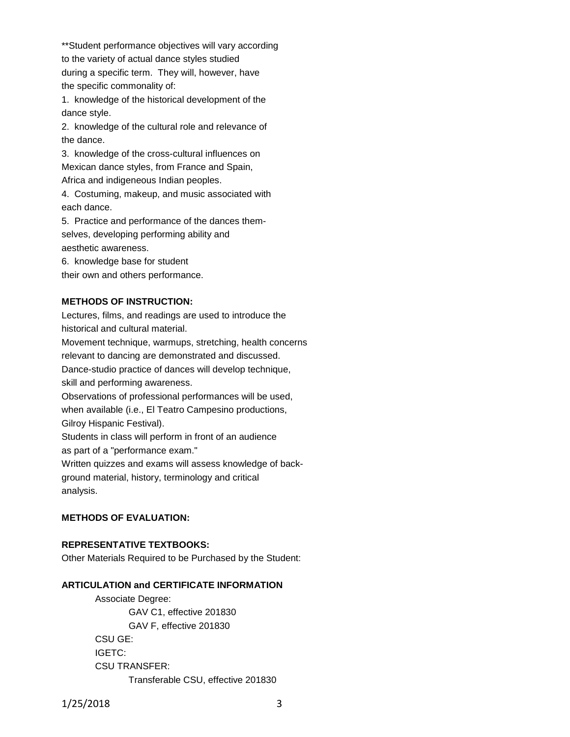**Student performance objectives will vary according to the variety of actual dance styles studied during a specific term. They will, however, have the specific commonality of:

1. knowledge of the historical development of the dance style.
2. knowledge of the cultural role and relevance of the dance.
3. knowledge of the cross-cultural influences on Mexican dance styles, from France and Spain, Africa and indigeneous Indian peoples.
4. Costuming, makeup, and music associated with each dance.
5. Practice and performance of the dances themselves, developing performing ability and aesthetic awareness.
6. knowledge base for student their own and others performance.

**METHODS OF INSTRUCTION:**

Lectures, films, and readings are used to introduce the historical and cultural material.
Movement technique, warmups, stretching, health concerns relevant to dancing are demonstrated and discussed.
Dance-studio practice of dances will develop technique, skill and performing awareness.
Observations of professional performances will be used, when available (i.e., El Teatro Campesino productions, Gilroy Hispanic Festival).
Students in class will perform in front of an audience as part of a "performance exam."
Written quizzes and exams will assess knowledge of background material, history, terminology and critical analysis.

**METHODS OF EVALUATION:**

**REPRESENTATIVE TEXTBOOKS:**

Other Materials Required to be Purchased by the Student:

**ARTICULATION and CERTIFICATE INFORMATION**

Associate Degree:
- GAV C1, effective 201830
- GAV F, effective 201830

CSU GE:

IGETC:

CSU TRANSFER:
- Transferable CSU, effective 201830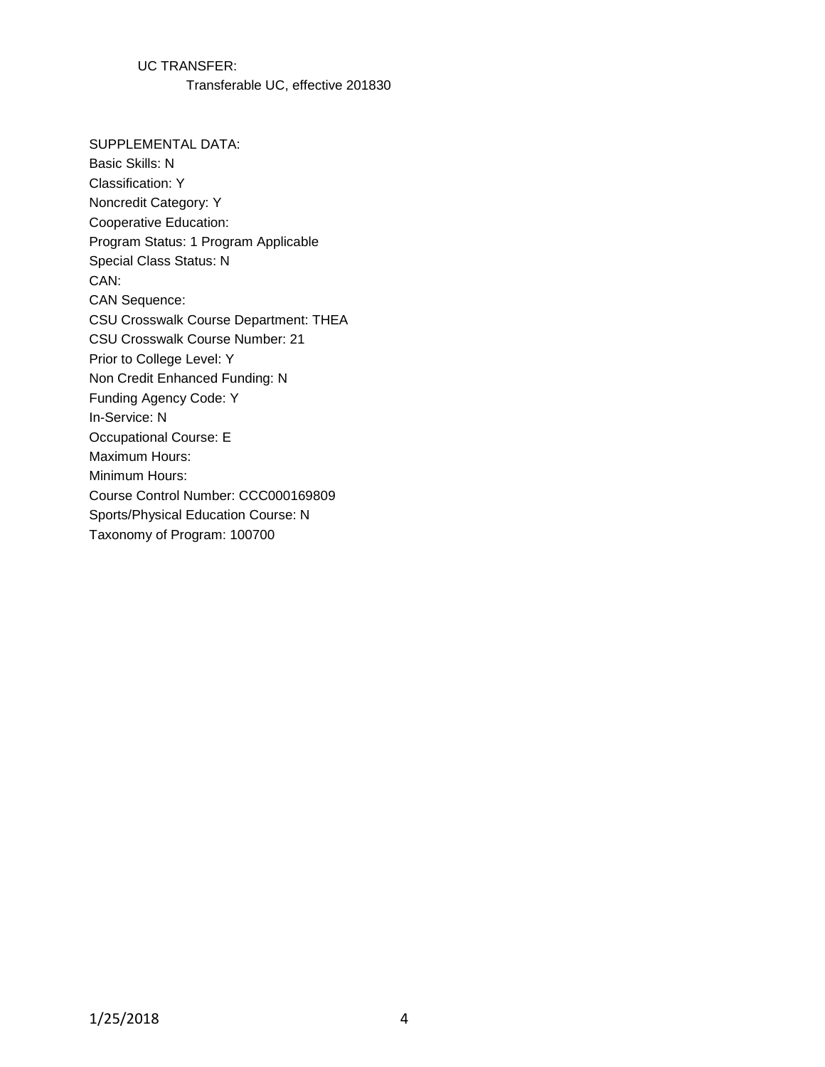UC TRANSFER:

Transferable UC, effective 201830

SUPPLEMENTAL DATA:
Basic Skills: N
Classification: Y
Noncredit Category: Y
Cooperative Education:
Program Status: 1 Program Applicable
Special Class Status: N
CAN:
CAN Sequence:
CSU Crosswalk Course Department: THEA
CSU Crosswalk Course Number: 21
Prior to College Level: Y
Non Credit Enhanced Funding: N
Funding Agency Code: Y
In-Service: N
Occupational Course: E
Maximum Hours:
Minimum Hours:
Course Control Number: CCC000169809
Sports/Physical Education Course: N
Taxonomy of Program: 100700